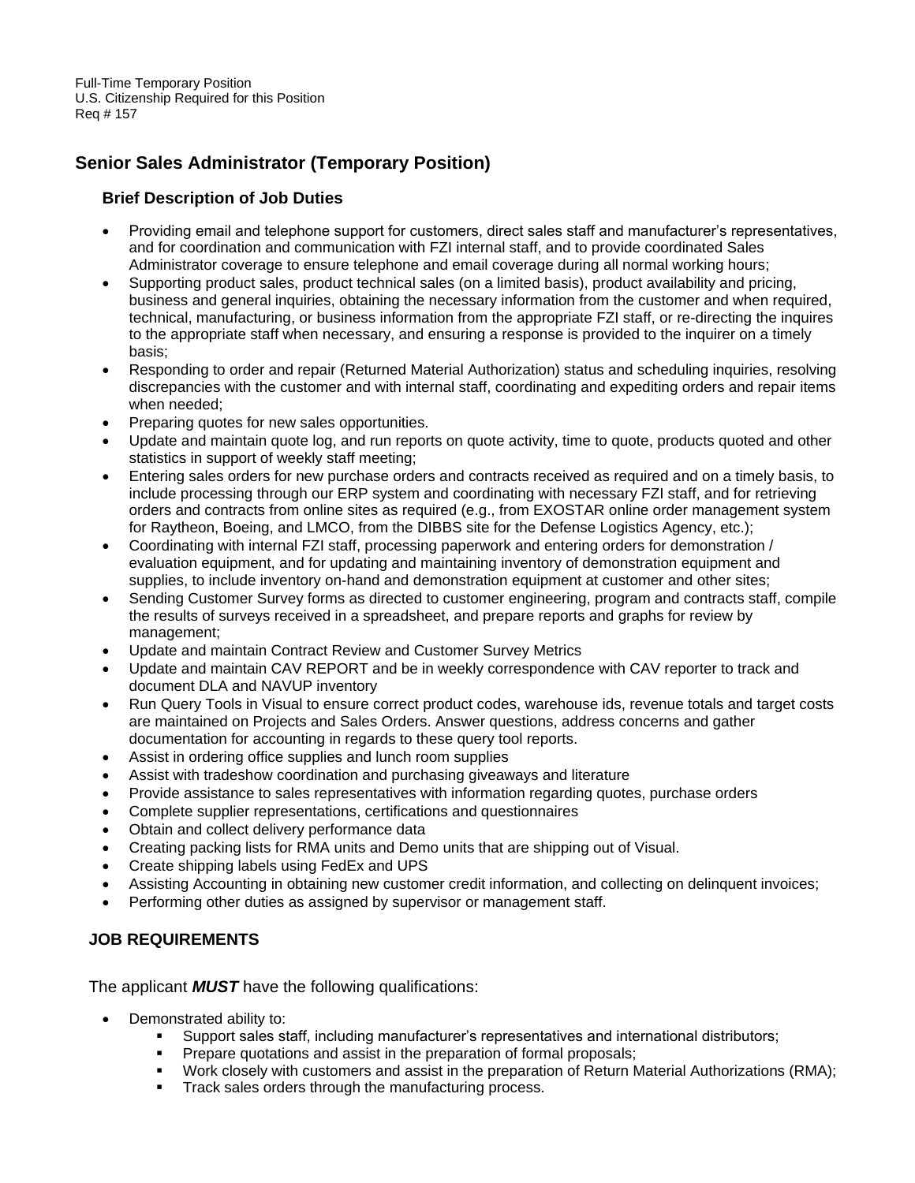Full-Time Temporary Position
U.S. Citizenship Required for this Position
Req # 157

## Senior Sales Administrator (Temporary Position)

### Brief Description of Job Duties

- Providing email and telephone support for customers, direct sales staff and manufacturer's representatives, and for coordination and communication with FZI internal staff, and to provide coordinated Sales Administrator coverage to ensure telephone and email coverage during all normal working hours;
- Supporting product sales, product technical sales (on a limited basis), product availability and pricing, business and general inquiries, obtaining the necessary information from the customer and when required, technical, manufacturing, or business information from the appropriate FZI staff, or re-directing the inquires to the appropriate staff when necessary, and ensuring a response is provided to the inquirer on a timely basis;
- Responding to order and repair (Returned Material Authorization) status and scheduling inquiries, resolving discrepancies with the customer and with internal staff, coordinating and expediting orders and repair items when needed;
- Preparing quotes for new sales opportunities.
- Update and maintain quote log, and run reports on quote activity, time to quote, products quoted and other statistics in support of weekly staff meeting;
- Entering sales orders for new purchase orders and contracts received as required and on a timely basis, to include processing through our ERP system and coordinating with necessary FZI staff, and for retrieving orders and contracts from online sites as required (e.g., from EXOSTAR online order management system for Raytheon, Boeing, and LMCO, from the DIBBS site for the Defense Logistics Agency, etc.);
- Coordinating with internal FZI staff, processing paperwork and entering orders for demonstration / evaluation equipment, and for updating and maintaining inventory of demonstration equipment and supplies, to include inventory on-hand and demonstration equipment at customer and other sites;
- Sending Customer Survey forms as directed to customer engineering, program and contracts staff, compile the results of surveys received in a spreadsheet, and prepare reports and graphs for review by management;
- Update and maintain Contract Review and Customer Survey Metrics
- Update and maintain CAV REPORT and be in weekly correspondence with CAV reporter to track and document DLA and NAVUP inventory
- Run Query Tools in Visual to ensure correct product codes, warehouse ids, revenue totals and target costs are maintained on Projects and Sales Orders. Answer questions, address concerns and gather documentation for accounting in regards to these query tool reports.
- Assist in ordering office supplies and lunch room supplies
- Assist with tradeshow coordination and purchasing giveaways and literature
- Provide assistance to sales representatives with information regarding quotes, purchase orders
- Complete supplier representations, certifications and questionnaires
- Obtain and collect delivery performance data
- Creating packing lists for RMA units and Demo units that are shipping out of Visual.
- Create shipping labels using FedEx and UPS
- Assisting Accounting in obtaining new customer credit information, and collecting on delinquent invoices;
- Performing other duties as assigned by supervisor or management staff.

### JOB REQUIREMENTS

The applicant ***MUST*** have the following qualifications:

- Demonstrated ability to:
  - Support sales staff, including manufacturer's representatives and international distributors;
  - Prepare quotations and assist in the preparation of formal proposals;
  - Work closely with customers and assist in the preparation of Return Material Authorizations (RMA);
  - Track sales orders through the manufacturing process.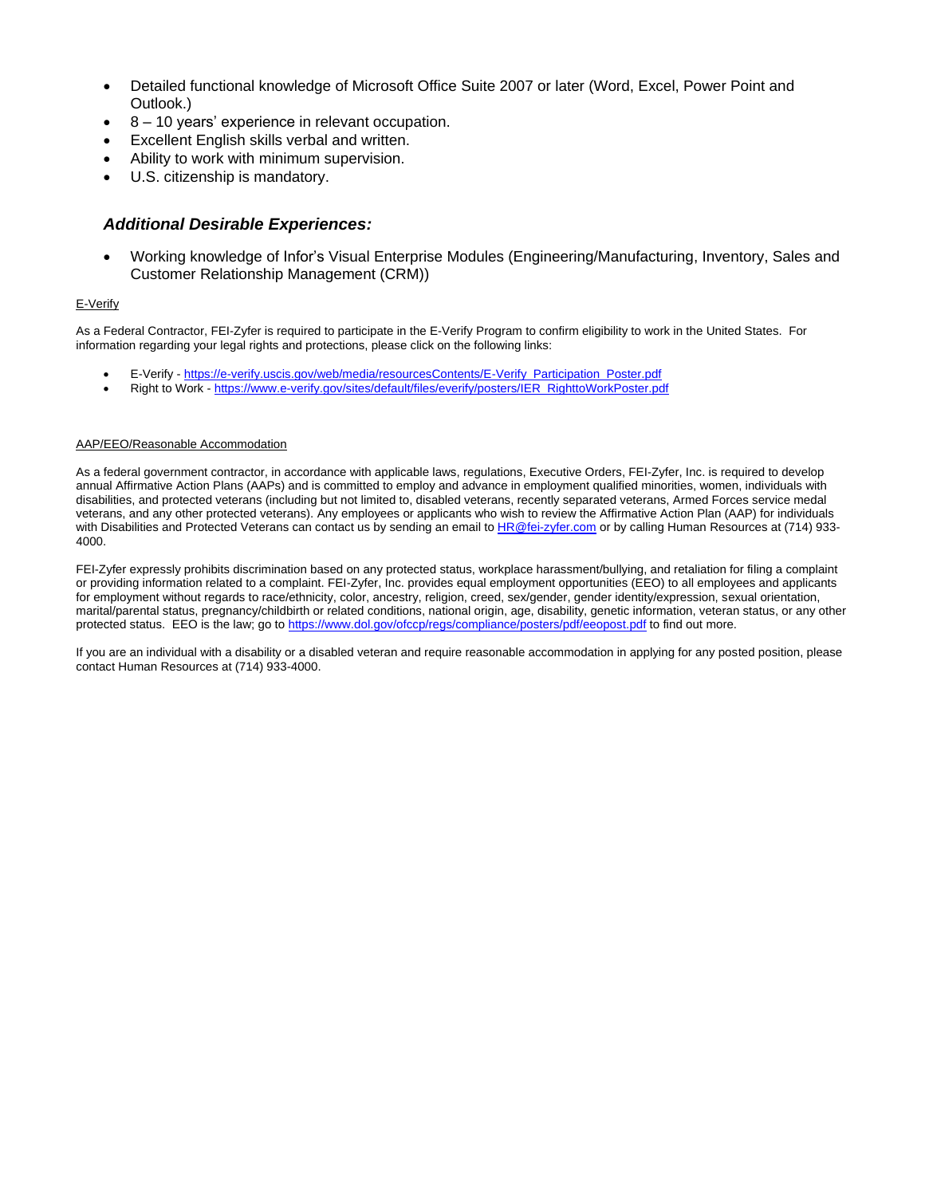- Detailed functional knowledge of Microsoft Office Suite 2007 or later (Word, Excel, Power Point and Outlook.)
- 8 – 10 years' experience in relevant occupation.
- Excellent English skills verbal and written.
- Ability to work with minimum supervision.
- U.S. citizenship is mandatory.

### *Additional Desirable Experiences:*

- Working knowledge of Infor's Visual Enterprise Modules (Engineering/Manufacturing, Inventory, Sales and Customer Relationship Management (CRM))

E-Verify

As a Federal Contractor, FEI-Zyfer is required to participate in the E-Verify Program to confirm eligibility to work in the United States. For information regarding your legal rights and protections, please click on the following links:

- E-Verify - https://e-verify.uscis.gov/web/media/resourcesContents/E-Verify_Participation_Poster.pdf
- Right to Work - https://www.e-verify.gov/sites/default/files/everify/posters/IER_RighttoWorkPoster.pdf

AAP/EEO/Reasonable Accommodation

As a federal government contractor, in accordance with applicable laws, regulations, Executive Orders, FEI-Zyfer, Inc. is required to develop annual Affirmative Action Plans (AAPs) and is committed to employ and advance in employment qualified minorities, women, individuals with disabilities, and protected veterans (including but not limited to, disabled veterans, recently separated veterans, Armed Forces service medal veterans, and any other protected veterans). Any employees or applicants who wish to review the Affirmative Action Plan (AAP) for individuals with Disabilities and Protected Veterans can contact us by sending an email to HR@fei-zyfer.com or by calling Human Resources at (714) 933-4000.

FEI-Zyfer expressly prohibits discrimination based on any protected status, workplace harassment/bullying, and retaliation for filing a complaint or providing information related to a complaint. FEI-Zyfer, Inc. provides equal employment opportunities (EEO) to all employees and applicants for employment without regards to race/ethnicity, color, ancestry, religion, creed, sex/gender, gender identity/expression, sexual orientation, marital/parental status, pregnancy/childbirth or related conditions, national origin, age, disability, genetic information, veteran status, or any other protected status. EEO is the law; go to https://www.dol.gov/ofccp/regs/compliance/posters/pdf/eeopost.pdf to find out more.

If you are an individual with a disability or a disabled veteran and require reasonable accommodation in applying for any posted position, please contact Human Resources at (714) 933-4000.